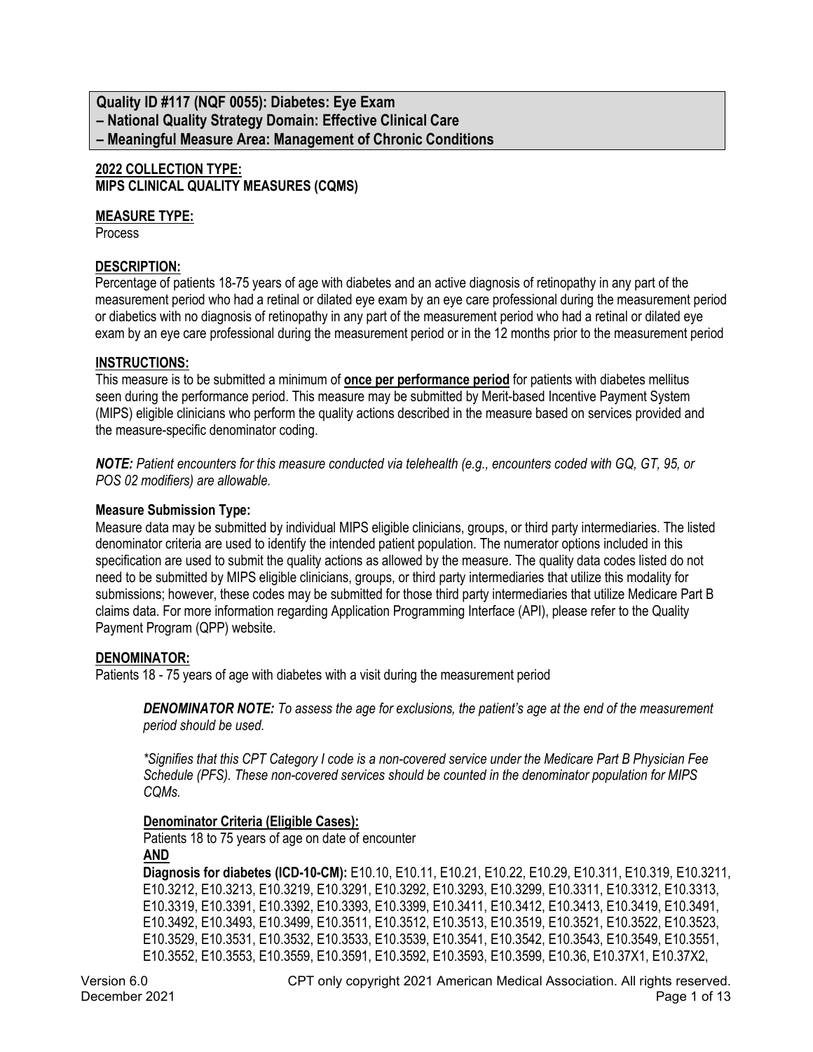**Quality ID #117 (NQF 0055): Diabetes: Eye Exam**
**– National Quality Strategy Domain: Effective Clinical Care**
**– Meaningful Measure Area: Management of Chronic Conditions**

**2022 COLLECTION TYPE:**
**MIPS CLINICAL QUALITY MEASURES (CQMS)**

**MEASURE TYPE:**
Process

**DESCRIPTION:**
Percentage of patients 18-75 years of age with diabetes and an active diagnosis of retinopathy in any part of the measurement period who had a retinal or dilated eye exam by an eye care professional during the measurement period or diabetics with no diagnosis of retinopathy in any part of the measurement period who had a retinal or dilated eye exam by an eye care professional during the measurement period or in the 12 months prior to the measurement period

**INSTRUCTIONS:**
This measure is to be submitted a minimum of **once per performance period** for patients with diabetes mellitus seen during the performance period. This measure may be submitted by Merit-based Incentive Payment System (MIPS) eligible clinicians who perform the quality actions described in the measure based on services provided and the measure-specific denominator coding.

***NOTE:*** *Patient encounters for this measure conducted via telehealth (e.g., encounters coded with GQ, GT, 95, or POS 02 modifiers) are allowable.*

**Measure Submission Type:**
Measure data may be submitted by individual MIPS eligible clinicians, groups, or third party intermediaries. The listed denominator criteria are used to identify the intended patient population. The numerator options included in this specification are used to submit the quality actions as allowed by the measure. The quality data codes listed do not need to be submitted by MIPS eligible clinicians, groups, or third party intermediaries that utilize this modality for submissions; however, these codes may be submitted for those third party intermediaries that utilize Medicare Part B claims data. For more information regarding Application Programming Interface (API), please refer to the Quality Payment Program (QPP) website.

**DENOMINATOR:**
Patients 18 - 75 years of age with diabetes with a visit during the measurement period

> ***DENOMINATOR NOTE:*** *To assess the age for exclusions, the patient's age at the end of the measurement period should be used.*
>
> *\*Signifies that this CPT Category I code is a non-covered service under the Medicare Part B Physician Fee Schedule (PFS). These non-covered services should be counted in the denominator population for MIPS CQMs.*
>
> **Denominator Criteria (Eligible Cases):**
> Patients 18 to 75 years of age on date of encounter
> **AND**
> **Diagnosis for diabetes (ICD-10-CM):** E10.10, E10.11, E10.21, E10.22, E10.29, E10.311, E10.319, E10.3211, E10.3212, E10.3213, E10.3219, E10.3291, E10.3292, E10.3293, E10.3299, E10.3311, E10.3312, E10.3313, E10.3319, E10.3391, E10.3392, E10.3393, E10.3399, E10.3411, E10.3412, E10.3413, E10.3419, E10.3491, E10.3492, E10.3493, E10.3499, E10.3511, E10.3512, E10.3513, E10.3519, E10.3521, E10.3522, E10.3523, E10.3529, E10.3531, E10.3532, E10.3533, E10.3539, E10.3541, E10.3542, E10.3543, E10.3549, E10.3551, E10.3552, E10.3553, E10.3559, E10.3591, E10.3592, E10.3593, E10.3599, E10.36, E10.37X1, E10.37X2,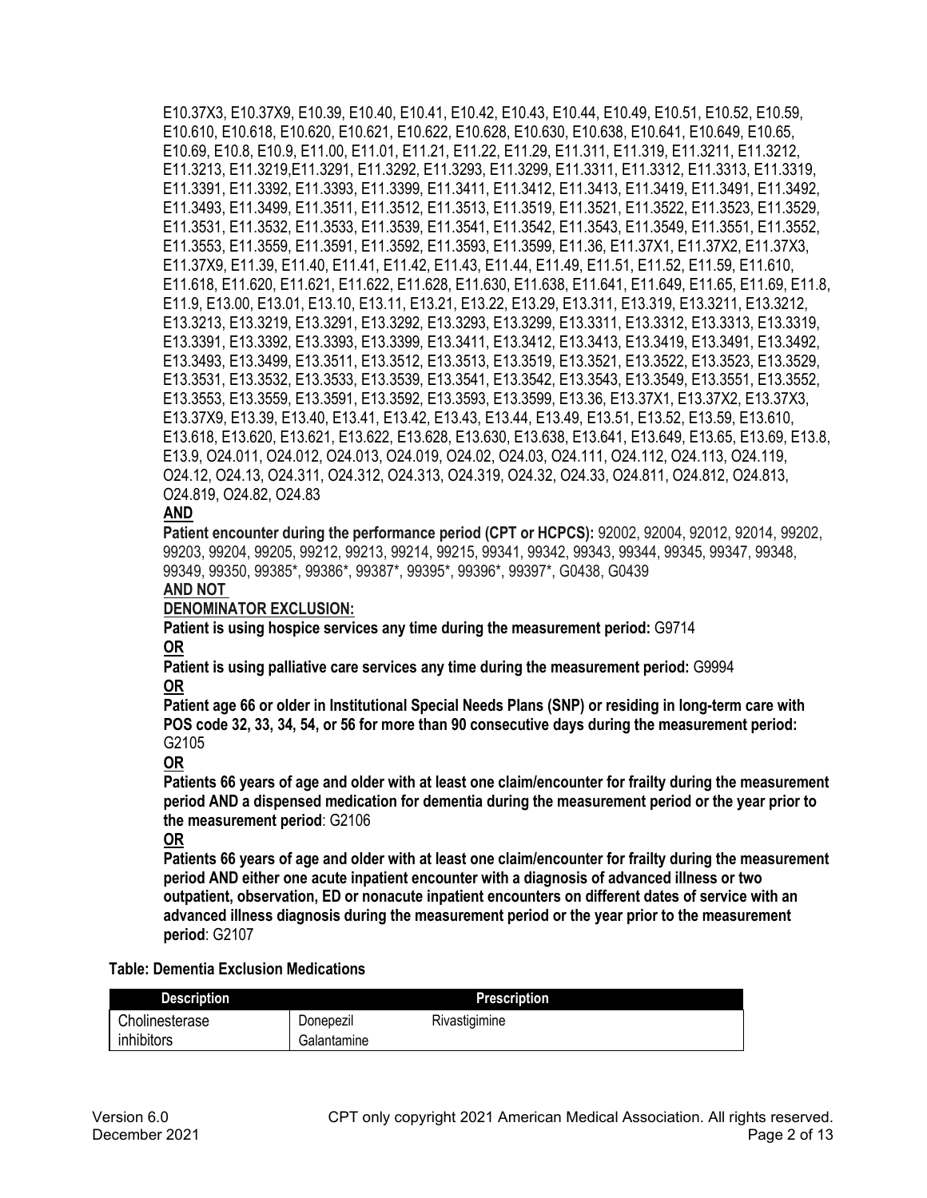E10.37X3, E10.37X9, E10.39, E10.40, E10.41, E10.42, E10.43, E10.44, E10.49, E10.51, E10.52, E10.59, E10.610, E10.618, E10.620, E10.621, E10.622, E10.628, E10.630, E10.638, E10.641, E10.649, E10.65, E10.69, E10.8, E10.9, E11.00, E11.01, E11.21, E11.22, E11.29, E11.311, E11.319, E11.3211, E11.3212, E11.3213, E11.3219,E11.3291, E11.3292, E11.3293, E11.3299, E11.3311, E11.3312, E11.3313, E11.3319, E11.3391, E11.3392, E11.3393, E11.3399, E11.3411, E11.3412, E11.3413, E11.3419, E11.3491, E11.3492, E11.3493, E11.3499, E11.3511, E11.3512, E11.3513, E11.3519, E11.3521, E11.3522, E11.3523, E11.3529, E11.3531, E11.3532, E11.3533, E11.3539, E11.3541, E11.3542, E11.3543, E11.3549, E11.3551, E11.3552, E11.3553, E11.3559, E11.3591, E11.3592, E11.3593, E11.3599, E11.36, E11.37X1, E11.37X2, E11.37X3, E11.37X9, E11.39, E11.40, E11.41, E11.42, E11.43, E11.44, E11.49, E11.51, E11.52, E11.59, E11.610, E11.618, E11.620, E11.621, E11.622, E11.628, E11.630, E11.638, E11.641, E11.649, E11.65, E11.69, E11.8, E11.9, E13.00, E13.01, E13.10, E13.11, E13.21, E13.22, E13.29, E13.311, E13.319, E13.3211, E13.3212, E13.3213, E13.3219, E13.3291, E13.3292, E13.3293, E13.3299, E13.3311, E13.3312, E13.3313, E13.3319, E13.3391, E13.3392, E13.3393, E13.3399, E13.3411, E13.3412, E13.3413, E13.3419, E13.3491, E13.3492, E13.3493, E13.3499, E13.3511, E13.3512, E13.3513, E13.3519, E13.3521, E13.3522, E13.3523, E13.3529, E13.3531, E13.3532, E13.3533, E13.3539, E13.3541, E13.3542, E13.3543, E13.3549, E13.3551, E13.3552, E13.3553, E13.3559, E13.3591, E13.3592, E13.3593, E13.3599, E13.36, E13.37X1, E13.37X2, E13.37X3, E13.37X9, E13.39, E13.40, E13.41, E13.42, E13.43, E13.44, E13.49, E13.51, E13.52, E13.59, E13.610, E13.618, E13.620, E13.621, E13.622, E13.628, E13.630, E13.638, E13.641, E13.649, E13.65, E13.69, E13.8, E13.9, O24.011, O24.012, O24.013, O24.019, O24.02, O24.03, O24.111, O24.112, O24.113, O24.119, O24.12, O24.13, O24.311, O24.312, O24.313, O24.319, O24.32, O24.33, O24.811, O24.812, O24.813, O24.819, O24.82, O24.83

**AND**

**Patient encounter during the performance period (CPT or HCPCS):** 92002, 92004, 92012, 92014, 99202, 99203, 99204, 99205, 99212, 99213, 99214, 99215, 99341, 99342, 99343, 99344, 99345, 99347, 99348, 99349, 99350, 99385*, 99386*, 99387*, 99395*, 99396*, 99397*, G0438, G0439

**AND NOT**

**DENOMINATOR EXCLUSION:**

**Patient is using hospice services any time during the measurement period:** G9714

**OR**

**Patient is using palliative care services any time during the measurement period:** G9994

**OR**

**Patient age 66 or older in Institutional Special Needs Plans (SNP) or residing in long-term care with POS code 32, 33, 34, 54, or 56 for more than 90 consecutive days during the measurement period:** G2105

**OR**

**Patients 66 years of age and older with at least one claim/encounter for frailty during the measurement period AND a dispensed medication for dementia during the measurement period or the year prior to the measurement period**: G2106

**OR**

**Patients 66 years of age and older with at least one claim/encounter for frailty during the measurement period AND either one acute inpatient encounter with a diagnosis of advanced illness or two outpatient, observation, ED or nonacute inpatient encounters on different dates of service with an advanced illness diagnosis during the measurement period or the year prior to the measurement period**: G2107

**Table: Dementia Exclusion Medications**

| Description | Prescription | |
|---|---|---|
| Cholinesterase inhibitors | Donepezil<br>Galantamine | Rivastigimine |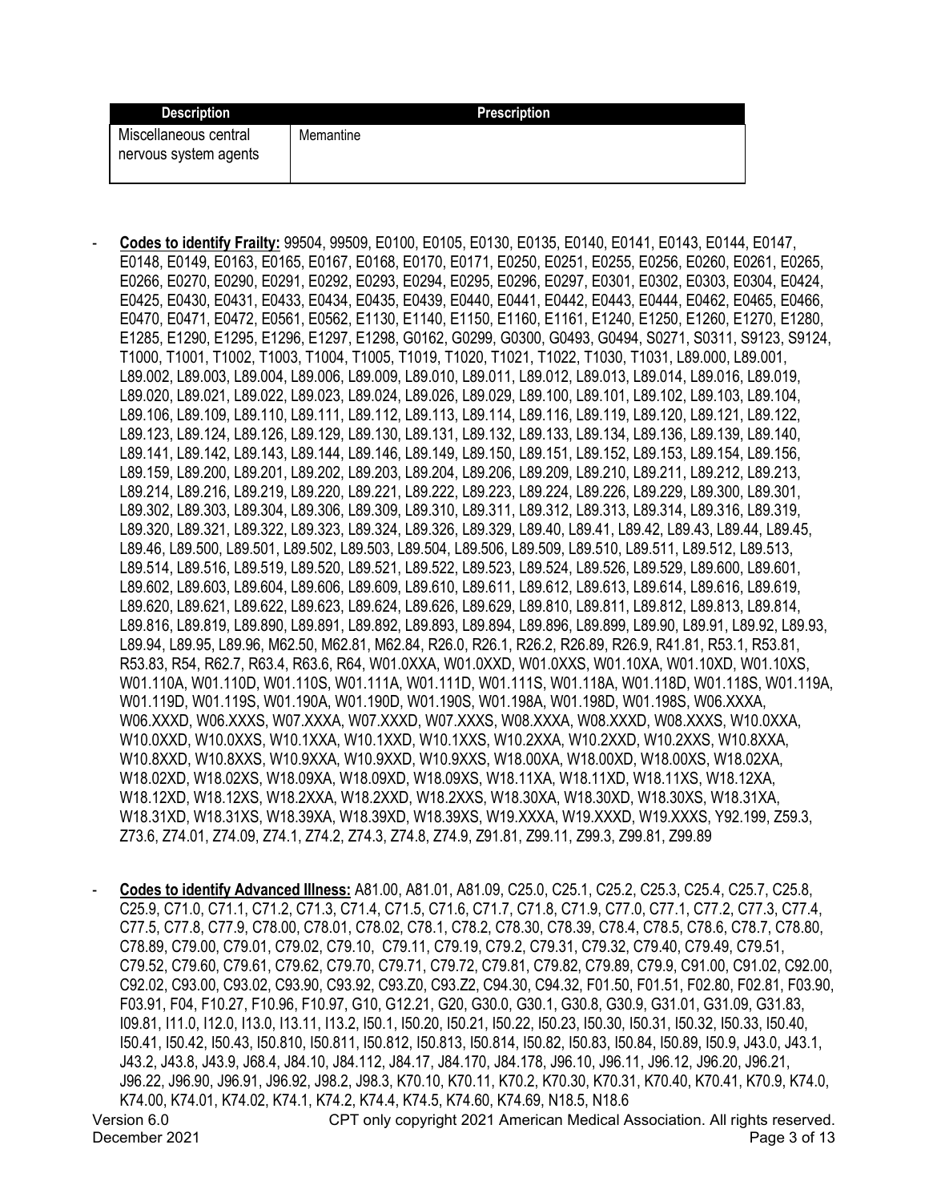| Description | Prescription |
|---|---|
| Miscellaneous central nervous system agents | Memantine |

- **Codes to identify Frailty:** 99504, 99509, E0100, E0105, E0130, E0135, E0140, E0141, E0143, E0144, E0147, E0148, E0149, E0163, E0165, E0167, E0168, E0170, E0171, E0250, E0251, E0255, E0256, E0260, E0261, E0265, E0266, E0270, E0290, E0291, E0292, E0293, E0294, E0295, E0296, E0297, E0301, E0302, E0303, E0304, E0424, E0425, E0430, E0431, E0433, E0434, E0435, E0439, E0440, E0441, E0442, E0443, E0444, E0462, E0465, E0466, E0470, E0471, E0472, E0561, E0562, E1130, E1140, E1150, E1160, E1161, E1240, E1250, E1260, E1270, E1280, E1285, E1290, E1295, E1296, E1297, E1298, G0162, G0299, G0300, G0493, G0494, S0271, S0311, S9123, S9124, T1000, T1001, T1002, T1003, T1004, T1005, T1019, T1020, T1021, T1022, T1030, T1031, L89.000, L89.001, L89.002, L89.003, L89.004, L89.006, L89.009, L89.010, L89.011, L89.012, L89.013, L89.014, L89.016, L89.019, L89.020, L89.021, L89.022, L89.023, L89.024, L89.026, L89.029, L89.100, L89.101, L89.102, L89.103, L89.104, L89.106, L89.109, L89.110, L89.111, L89.112, L89.113, L89.114, L89.116, L89.119, L89.120, L89.121, L89.122, L89.123, L89.124, L89.126, L89.129, L89.130, L89.131, L89.132, L89.133, L89.134, L89.136, L89.139, L89.140, L89.141, L89.142, L89.143, L89.144, L89.146, L89.149, L89.150, L89.151, L89.152, L89.153, L89.154, L89.156, L89.159, L89.200, L89.201, L89.202, L89.203, L89.204, L89.206, L89.209, L89.210, L89.211, L89.212, L89.213, L89.214, L89.216, L89.219, L89.220, L89.221, L89.222, L89.223, L89.224, L89.226, L89.229, L89.300, L89.301, L89.302, L89.303, L89.304, L89.306, L89.309, L89.310, L89.311, L89.312, L89.313, L89.314, L89.316, L89.319, L89.320, L89.321, L89.322, L89.323, L89.324, L89.326, L89.329, L89.40, L89.41, L89.42, L89.43, L89.44, L89.45, L89.46, L89.500, L89.501, L89.502, L89.503, L89.504, L89.506, L89.509, L89.510, L89.511, L89.512, L89.513, L89.514, L89.516, L89.519, L89.520, L89.521, L89.522, L89.523, L89.524, L89.526, L89.529, L89.600, L89.601, L89.602, L89.603, L89.604, L89.606, L89.609, L89.610, L89.611, L89.612, L89.613, L89.614, L89.616, L89.619, L89.620, L89.621, L89.622, L89.623, L89.624, L89.626, L89.629, L89.810, L89.811, L89.812, L89.813, L89.814, L89.816, L89.819, L89.890, L89.891, L89.892, L89.893, L89.894, L89.896, L89.899, L89.90, L89.91, L89.92, L89.93, L89.94, L89.95, L89.96, M62.50, M62.81, M62.84, R26.0, R26.1, R26.2, R26.89, R26.9, R41.81, R53.1, R53.81, R53.83, R54, R62.7, R63.4, R63.6, R64, W01.0XXA, W01.0XXD, W01.0XXS, W01.10XA, W01.10XD, W01.10XS, W01.110A, W01.110D, W01.110S, W01.111A, W01.111D, W01.111S, W01.118A, W01.118D, W01.118S, W01.119A, W01.119D, W01.119S, W01.190A, W01.190D, W01.190S, W01.198A, W01.198D, W01.198S, W06.XXXA, W06.XXXD, W06.XXXS, W07.XXXA, W07.XXXD, W07.XXXS, W08.XXXA, W08.XXXD, W08.XXXS, W10.0XXA, W10.0XXD, W10.0XXS, W10.1XXA, W10.1XXD, W10.1XXS, W10.2XXA, W10.2XXD, W10.2XXS, W10.8XXA, W10.8XXD, W10.8XXS, W10.9XXA, W10.9XXD, W10.9XXS, W18.00XA, W18.00XD, W18.00XS, W18.02XA, W18.02XD, W18.02XS, W18.09XA, W18.09XD, W18.09XS, W18.11XA, W18.11XD, W18.11XS, W18.12XA, W18.12XD, W18.12XS, W18.2XXA, W18.2XXD, W18.2XXS, W18.30XA, W18.30XD, W18.30XS, W18.31XA, W18.31XD, W18.31XS, W18.39XA, W18.39XD, W18.39XS, W19.XXXA, W19.XXXD, W19.XXXS, Y92.199, Z59.3, Z73.6, Z74.01, Z74.09, Z74.1, Z74.2, Z74.3, Z74.8, Z74.9, Z91.81, Z99.11, Z99.3, Z99.81, Z99.89

- **Codes to identify Advanced Illness:** A81.00, A81.01, A81.09, C25.0, C25.1, C25.2, C25.3, C25.4, C25.7, C25.8, C25.9, C71.0, C71.1, C71.2, C71.3, C71.4, C71.5, C71.6, C71.7, C71.8, C71.9, C77.0, C77.1, C77.2, C77.3, C77.4, C77.5, C77.8, C77.9, C78.00, C78.01, C78.02, C78.1, C78.2, C78.30, C78.39, C78.4, C78.5, C78.6, C78.7, C78.80, C78.89, C79.00, C79.01, C79.02, C79.10, C79.11, C79.19, C79.2, C79.31, C79.32, C79.40, C79.49, C79.51, C79.52, C79.60, C79.61, C79.62, C79.70, C79.71, C79.72, C79.81, C79.82, C79.89, C79.9, C91.00, C91.02, C92.00, C92.02, C93.00, C93.02, C93.90, C93.92, C93.Z0, C93.Z2, C94.30, C94.32, F01.50, F01.51, F02.80, F02.81, F03.90, F03.91, F04, F10.27, F10.96, F10.97, G10, G12.21, G20, G30.0, G30.1, G30.8, G30.9, G31.01, G31.09, G31.83, I09.81, I11.0, I12.0, I13.0, I13.11, I13.2, I50.1, I50.20, I50.21, I50.22, I50.23, I50.30, I50.31, I50.32, I50.33, I50.40, I50.41, I50.42, I50.43, I50.810, I50.811, I50.812, I50.813, I50.814, I50.82, I50.83, I50.84, I50.89, I50.9, J43.0, J43.1, J43.2, J43.8, J43.9, J68.4, J84.10, J84.112, J84.17, J84.170, J84.178, J96.10, J96.11, J96.12, J96.20, J96.21, J96.22, J96.90, J96.91, J96.92, J98.2, J98.3, K70.10, K70.11, K70.2, K70.30, K70.31, K70.40, K70.41, K70.9, K74.0, K74.00, K74.01, K74.02, K74.1, K74.2, K74.4, K74.5, K74.60, K74.69, N18.5, N18.6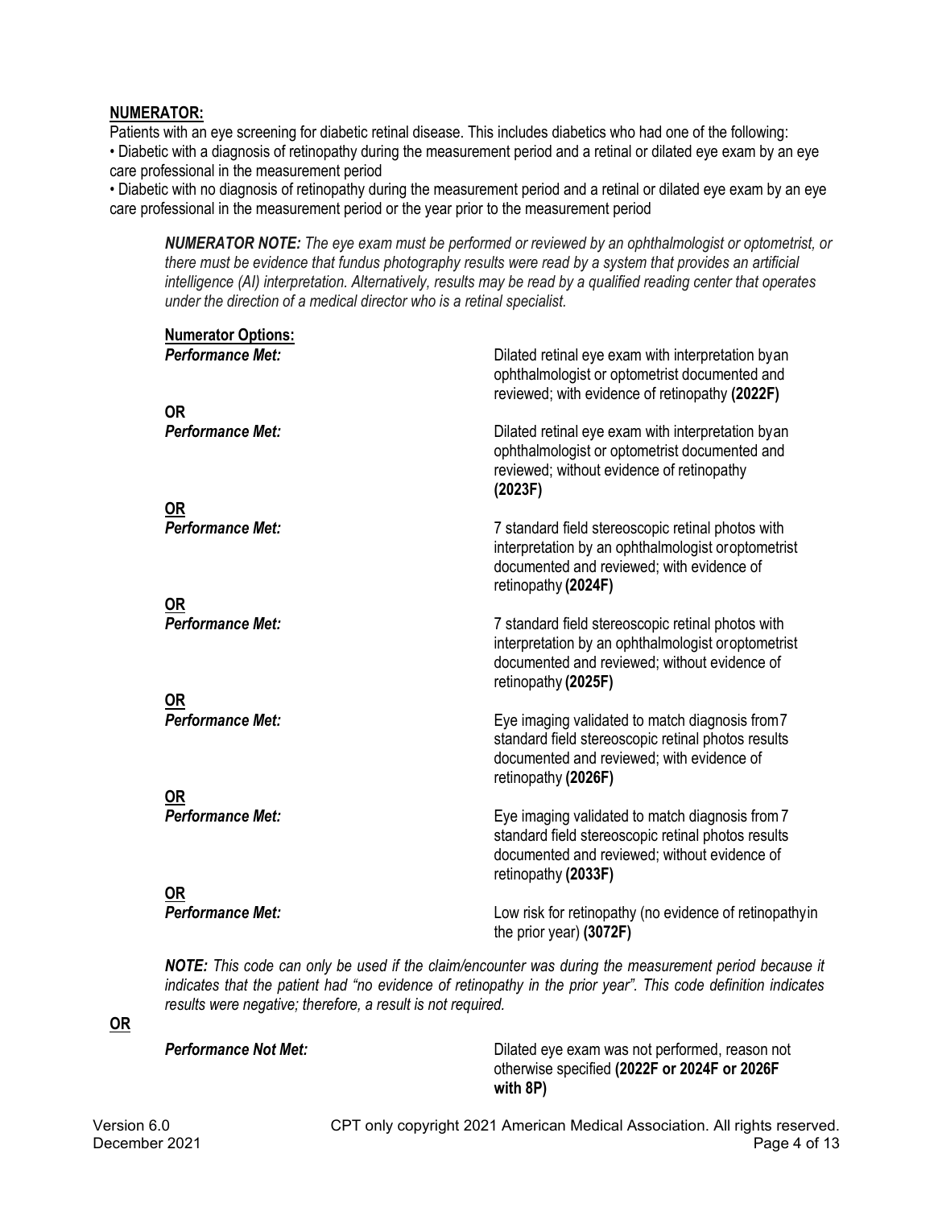**NUMERATOR:**

Patients with an eye screening for diabetic retinal disease. This includes diabetics who had one of the following:

- Diabetic with a diagnosis of retinopathy during the measurement period and a retinal or dilated eye exam by an eye care professional in the measurement period
- Diabetic with no diagnosis of retinopathy during the measurement period and a retinal or dilated eye exam by an eye care professional in the measurement period or the year prior to the measurement period

> ***NUMERATOR NOTE:*** *The eye exam must be performed or reviewed by an ophthalmologist or optometrist, or there must be evidence that fundus photography results were read by a system that provides an artificial intelligence (AI) interpretation. Alternatively, results may be read by a qualified reading center that operates under the direction of a medical director who is a retinal specialist.*

**Numerator Options:**

***Performance Met:*** Dilated retinal eye exam with interpretation by an ophthalmologist or optometrist documented and reviewed; with evidence of retinopathy **(2022F)**

**OR**

***Performance Met:*** Dilated retinal eye exam with interpretation by an ophthalmologist or optometrist documented and reviewed; without evidence of retinopathy **(2023F)**

**OR**

***Performance Met:*** 7 standard field stereoscopic retinal photos with interpretation by an ophthalmologist or optometrist documented and reviewed; with evidence of retinopathy **(2024F)**

**OR**

***Performance Met:*** 7 standard field stereoscopic retinal photos with interpretation by an ophthalmologist or optometrist documented and reviewed; without evidence of retinopathy **(2025F)**

**OR**

***Performance Met:*** Eye imaging validated to match diagnosis from 7 standard field stereoscopic retinal photos results documented and reviewed; with evidence of retinopathy **(2026F)**

**OR**

***Performance Met:*** Eye imaging validated to match diagnosis from 7 standard field stereoscopic retinal photos results documented and reviewed; without evidence of retinopathy **(2033F)**

**OR**

***Performance Met:*** Low risk for retinopathy (no evidence of retinopathy in the prior year) **(3072F)**

> ***NOTE:*** *This code can only be used if the claim/encounter was during the measurement period because it indicates that the patient had "no evidence of retinopathy in the prior year". This code definition indicates results were negative; therefore, a result is not required.*

**OR**

***Performance Not Met:*** Dilated eye exam was not performed, reason not otherwise specified **(2022F or 2024F or 2026F with 8P)**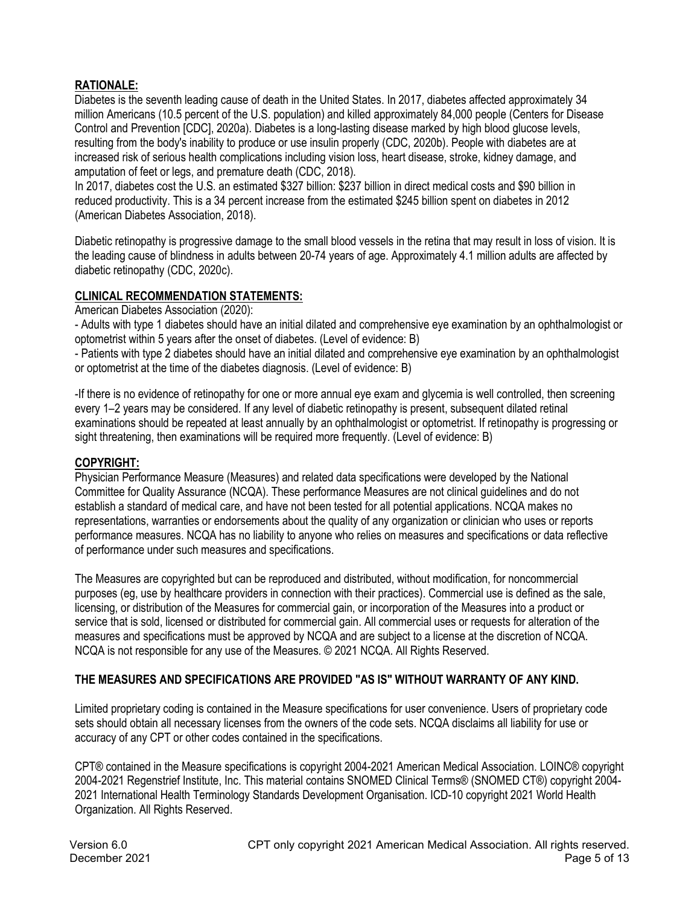## RATIONALE:

Diabetes is the seventh leading cause of death in the United States. In 2017, diabetes affected approximately 34 million Americans (10.5 percent of the U.S. population) and killed approximately 84,000 people (Centers for Disease Control and Prevention [CDC], 2020a). Diabetes is a long-lasting disease marked by high blood glucose levels, resulting from the body's inability to produce or use insulin properly (CDC, 2020b). People with diabetes are at increased risk of serious health complications including vision loss, heart disease, stroke, kidney damage, and amputation of feet or legs, and premature death (CDC, 2018).

In 2017, diabetes cost the U.S. an estimated $327 billion: $237 billion in direct medical costs and $90 billion in reduced productivity. This is a 34 percent increase from the estimated $245 billion spent on diabetes in 2012 (American Diabetes Association, 2018).

Diabetic retinopathy is progressive damage to the small blood vessels in the retina that may result in loss of vision. It is the leading cause of blindness in adults between 20-74 years of age. Approximately 4.1 million adults are affected by diabetic retinopathy (CDC, 2020c).

## CLINICAL RECOMMENDATION STATEMENTS:

American Diabetes Association (2020):

- Adults with type 1 diabetes should have an initial dilated and comprehensive eye examination by an ophthalmologist or optometrist within 5 years after the onset of diabetes. (Level of evidence: B)
- Patients with type 2 diabetes should have an initial dilated and comprehensive eye examination by an ophthalmologist or optometrist at the time of the diabetes diagnosis. (Level of evidence: B)

-If there is no evidence of retinopathy for one or more annual eye exam and glycemia is well controlled, then screening every 1–2 years may be considered. If any level of diabetic retinopathy is present, subsequent dilated retinal examinations should be repeated at least annually by an ophthalmologist or optometrist. If retinopathy is progressing or sight threatening, then examinations will be required more frequently. (Level of evidence: B)

## COPYRIGHT:

Physician Performance Measure (Measures) and related data specifications were developed by the National Committee for Quality Assurance (NCQA). These performance Measures are not clinical guidelines and do not establish a standard of medical care, and have not been tested for all potential applications. NCQA makes no representations, warranties or endorsements about the quality of any organization or clinician who uses or reports performance measures. NCQA has no liability to anyone who relies on measures and specifications or data reflective of performance under such measures and specifications.

The Measures are copyrighted but can be reproduced and distributed, without modification, for noncommercial purposes (eg, use by healthcare providers in connection with their practices). Commercial use is defined as the sale, licensing, or distribution of the Measures for commercial gain, or incorporation of the Measures into a product or service that is sold, licensed or distributed for commercial gain. All commercial uses or requests for alteration of the measures and specifications must be approved by NCQA and are subject to a license at the discretion of NCQA. NCQA is not responsible for any use of the Measures. © 2021 NCQA. All Rights Reserved.

**THE MEASURES AND SPECIFICATIONS ARE PROVIDED "AS IS" WITHOUT WARRANTY OF ANY KIND.**

Limited proprietary coding is contained in the Measure specifications for user convenience. Users of proprietary code sets should obtain all necessary licenses from the owners of the code sets. NCQA disclaims all liability for use or accuracy of any CPT or other codes contained in the specifications.

CPT® contained in the Measure specifications is copyright 2004-2021 American Medical Association. LOINC® copyright 2004-2021 Regenstrief Institute, Inc. This material contains SNOMED Clinical Terms® (SNOMED CT®) copyright 2004-2021 International Health Terminology Standards Development Organisation. ICD-10 copyright 2021 World Health Organization. All Rights Reserved.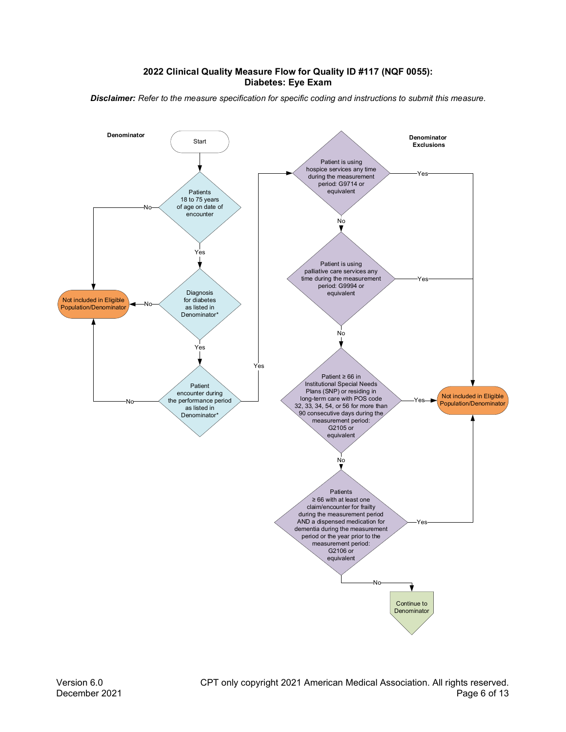**2022 Clinical Quality Measure Flow for Quality ID #117 (NQF 0055): Diabetes: Eye Exam**

***Disclaimer:*** *Refer to the measure specification for specific coding and instructions to submit this measure.*

**Denominator**

Start

Patients 18 to 75 years of age on date of encounter
- No → Not included in Eligible Population/Denominator
- Yes ↓

Diagnosis for diabetes as listed in Denominator*
- No → Not included in Eligible Population/Denominator
- Yes ↓

Patient encounter during the performance period as listed in Denominator*
- No → Not included in Eligible Population/Denominator
- Yes → Denominator Exclusions

**Denominator Exclusions**

Patient is using hospice services any time during the measurement period: G9714 or equivalent
- Yes → Not included in Eligible Population/Denominator
- No ↓

Patient is using palliative care services any time during the measurement period: G9994 or equivalent
- Yes → Not included in Eligible Population/Denominator
- No ↓

Patient ≥ 66 in Institutional Special Needs Plans (SNP) or residing in long-term care with POS code 32, 33, 34, 54, or 56 for more than 90 consecutive days during the measurement period: G2105 or equivalent
- Yes → Not included in Eligible Population/Denominator
- No ↓

Patients ≥ 66 with at least one claim/encounter for frailty during the measurement period AND a dispensed medication for dementia during the measurement period or the year prior to the measurement period: G2106 or equivalent
- Yes → Not included in Eligible Population/Denominator
- No → Continue to Denominator

Version 6.0
December 2021

CPT only copyright 2021 American Medical Association. All rights reserved.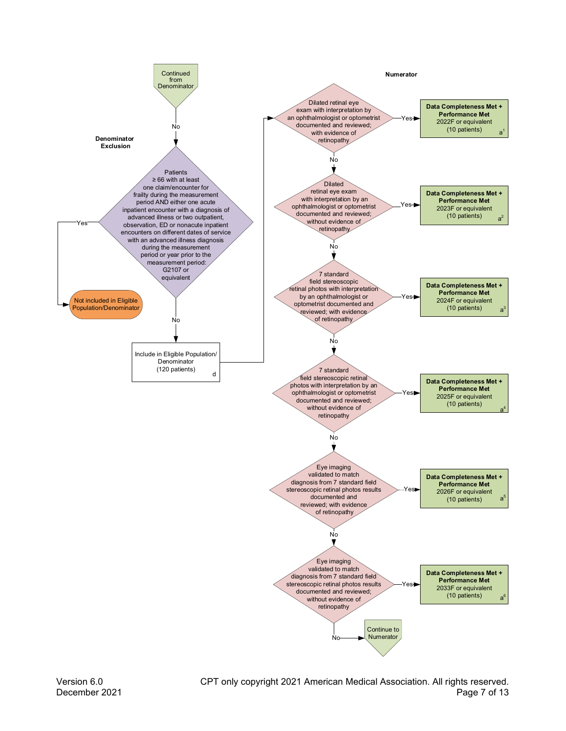Continued from Denominator

No

**Denominator Exclusion**

Patients ≥ 66 with at least one claim/encounter for frailty during the measurement period AND either one acute inpatient encounter with a diagnosis of advanced illness or two outpatient, observation, ED or nonacute inpatient encounters on different dates of service with an advanced illness diagnosis during the measurement period or year prior to the measurement period: G2107 or equivalent

- Yes → Not included in Eligible Population/Denominator
- No → Include in Eligible Population/ Denominator (120 patients) d

**Numerator**

Dilated retinal eye exam with interpretation by an ophthalmologist or optometrist documented and reviewed; with evidence of retinopathy

- Yes → **Data Completeness Met + Performance Met** 2022F or equivalent (10 patients) a[1]
- No ↓

Dilated retinal eye exam with interpretation by an ophthalmologist or optometrist documented and reviewed; without evidence of retinopathy

- Yes → **Data Completeness Met + Performance Met** 2023F or equivalent (10 patients) a[2]
- No ↓

7 standard field stereoscopic retinal photos with interpretation by an ophthalmologist or optometrist documented and reviewed; with evidence of retinopathy

- Yes → **Data Completeness Met + Performance Met** 2024F or equivalent (10 patients) a[3]
- No ↓

7 standard field stereoscopic retinal photos with interpretation by an ophthalmologist or optometrist documented and reviewed; without evidence of retinopathy

- Yes → **Data Completeness Met + Performance Met** 2025F or equivalent (10 patients) a[4]
- No ↓

Eye imaging validated to match diagnosis from 7 standard field stereoscopic retinal photos results documented and reviewed; with evidence of retinopathy

- Yes → **Data Completeness Met + Performance Met** 2026F or equivalent (10 patients) a[5]
- No ↓

Eye imaging validated to match diagnosis from 7 standard field stereoscopic retinal photos results documented and reviewed; without evidence of retinopathy

- Yes → **Data Completeness Met + Performance Met** 2033F or equivalent (10 patients) a[6]
- No → Continue to Numerator

Version 6.0
December 2021

CPT only copyright 2021 American Medical Association. All rights reserved.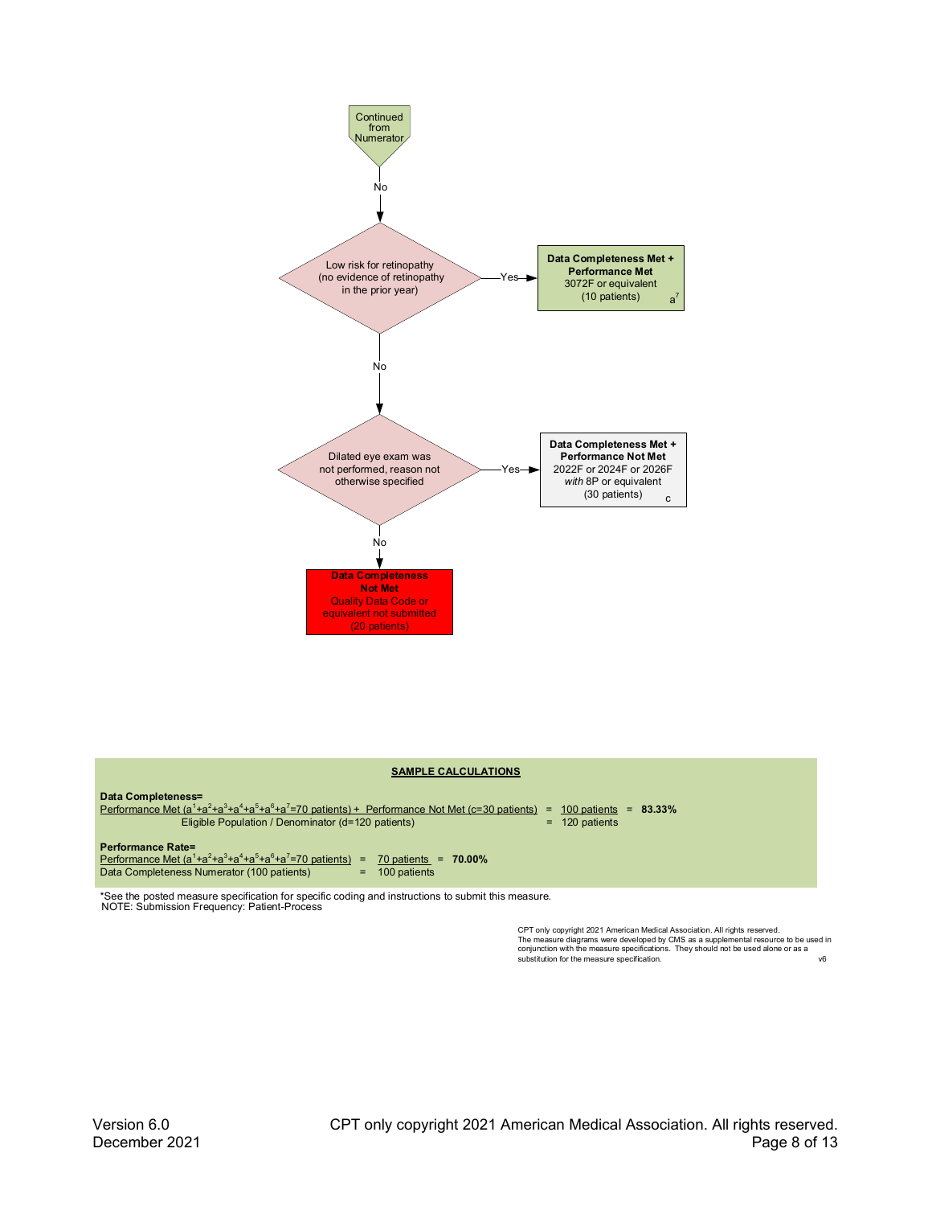Continued from Numerator

No

Low risk for retinopathy (no evidence of retinopathy in the prior year)

Yes → **Data Completeness Met + Performance Met**
3072F or equivalent
(10 patients) $a^7$

No

Dilated eye exam was not performed, reason not otherwise specified

Yes → **Data Completeness Met + Performance Not Met**
2022F or 2024F or 2026F *with* 8P or equivalent
(30 patients) c

No

**Data Completeness Not Met**
Quality Data Code or equivalent not submitted
(20 patients)

## SAMPLE CALCULATIONS

**Data Completeness=**

Performance Met ($a^1+a^2+a^3+a^4+a^5+a^6+a^7$=70 patients) + Performance Not Met (c=30 patients) = 100 patients = **83.33%**
Eligible Population / Denominator (d=120 patients) = 120 patients

**Performance Rate=**

Performance Met ($a^1+a^2+a^3+a^4+a^5+a^6+a^7$=70 patients) = 70 patients = **70.00%**
Data Completeness Numerator (100 patients) = 100 patients

*See the posted measure specification for specific coding and instructions to submit this measure.
NOTE: Submission Frequency: Patient-Process

CPT only copyright 2021 American Medical Association. All rights reserved.
The measure diagrams were developed by CMS as a supplemental resource to be used in conjunction with the measure specifications. They should not be used alone or as a substitution for the measure specification. v6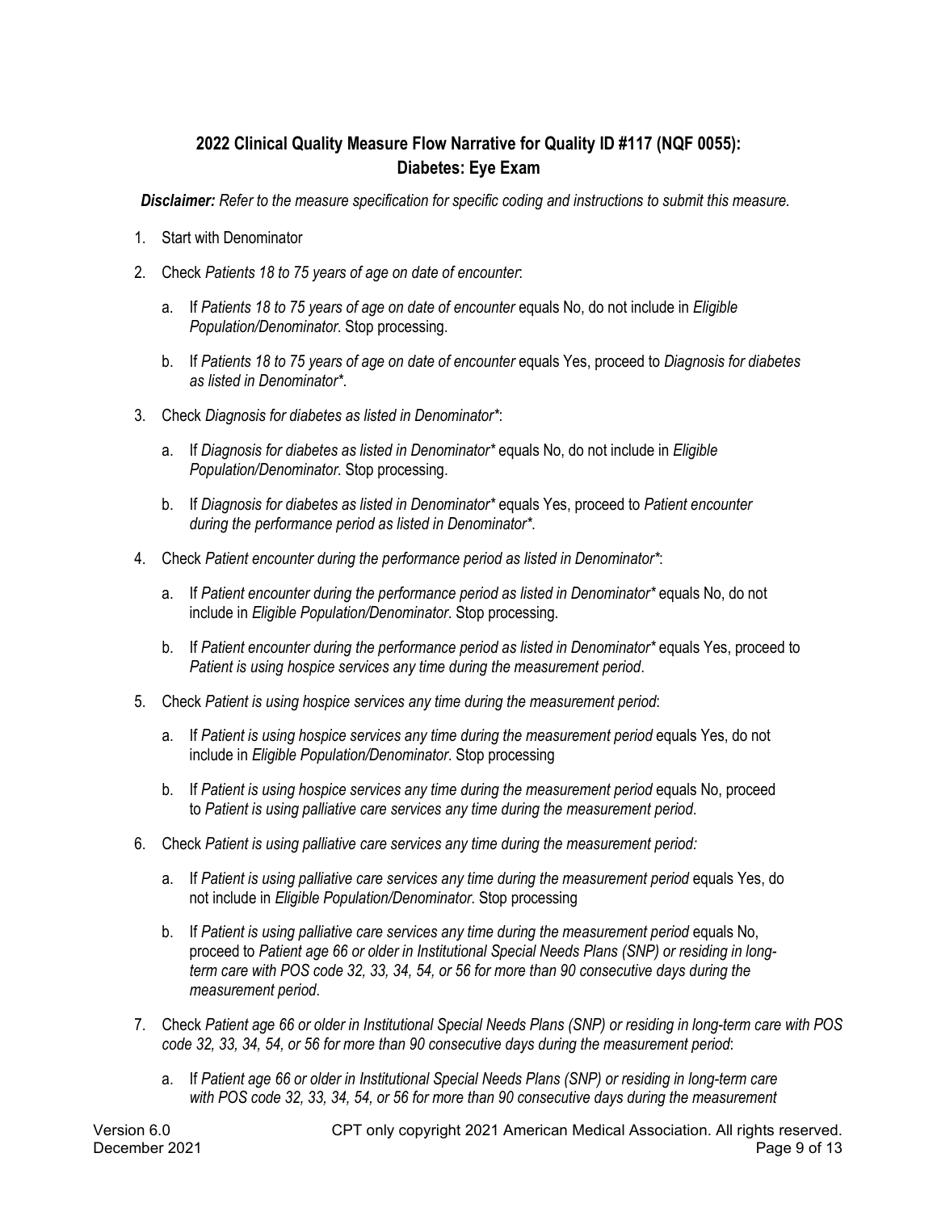## 2022 Clinical Quality Measure Flow Narrative for Quality ID #117 (NQF 0055): Diabetes: Eye Exam

***Disclaimer:*** *Refer to the measure specification for specific coding and instructions to submit this measure.*

1. Start with Denominator
2. Check *Patients 18 to 75 years of age on date of encounter*:
   a. If *Patients 18 to 75 years of age on date of encounter* equals No, do not include in *Eligible Population/Denominator*. Stop processing.
   b. If *Patients 18 to 75 years of age on date of encounter* equals Yes, proceed to *Diagnosis for diabetes as listed in Denominator**.
3. Check *Diagnosis for diabetes as listed in Denominator**:
   a. If *Diagnosis for diabetes as listed in Denominator** equals No, do not include in *Eligible Population/Denominator*. Stop processing.
   b. If *Diagnosis for diabetes as listed in Denominator** equals Yes, proceed to *Patient encounter during the performance period as listed in Denominator**.
4. Check *Patient encounter during the performance period as listed in Denominator**:
   a. If *Patient encounter during the performance period as listed in Denominator** equals No, do not include in *Eligible Population/Denominator*. Stop processing.
   b. If *Patient encounter during the performance period as listed in Denominator** equals Yes, proceed to *Patient is using hospice services any time during the measurement period*.
5. Check *Patient is using hospice services any time during the measurement period*:
   a. If *Patient is using hospice services any time during the measurement period* equals Yes, do not include in *Eligible Population/Denominator*. Stop processing
   b. If *Patient is using hospice services any time during the measurement period* equals No, proceed to *Patient is using palliative care services any time during the measurement period*.
6. Check *Patient is using palliative care services any time during the measurement period:*
   a. If *Patient is using palliative care services any time during the measurement period* equals Yes, do not include in *Eligible Population/Denominator*. Stop processing
   b. If *Patient is using palliative care services any time during the measurement period* equals No, proceed to *Patient age 66 or older in Institutional Special Needs Plans (SNP) or residing in long-term care with POS code 32, 33, 34, 54, or 56 for more than 90 consecutive days during the measurement period*.
7. Check *Patient age 66 or older in Institutional Special Needs Plans (SNP) or residing in long-term care with POS code 32, 33, 34, 54, or 56 for more than 90 consecutive days during the measurement period*:
   a. If *Patient age 66 or older in Institutional Special Needs Plans (SNP) or residing in long-term care with POS code 32, 33, 34, 54, or 56 for more than 90 consecutive days during the measurement*

Version 6.0
December 2021

CPT only copyright 2021 American Medical Association. All rights reserved.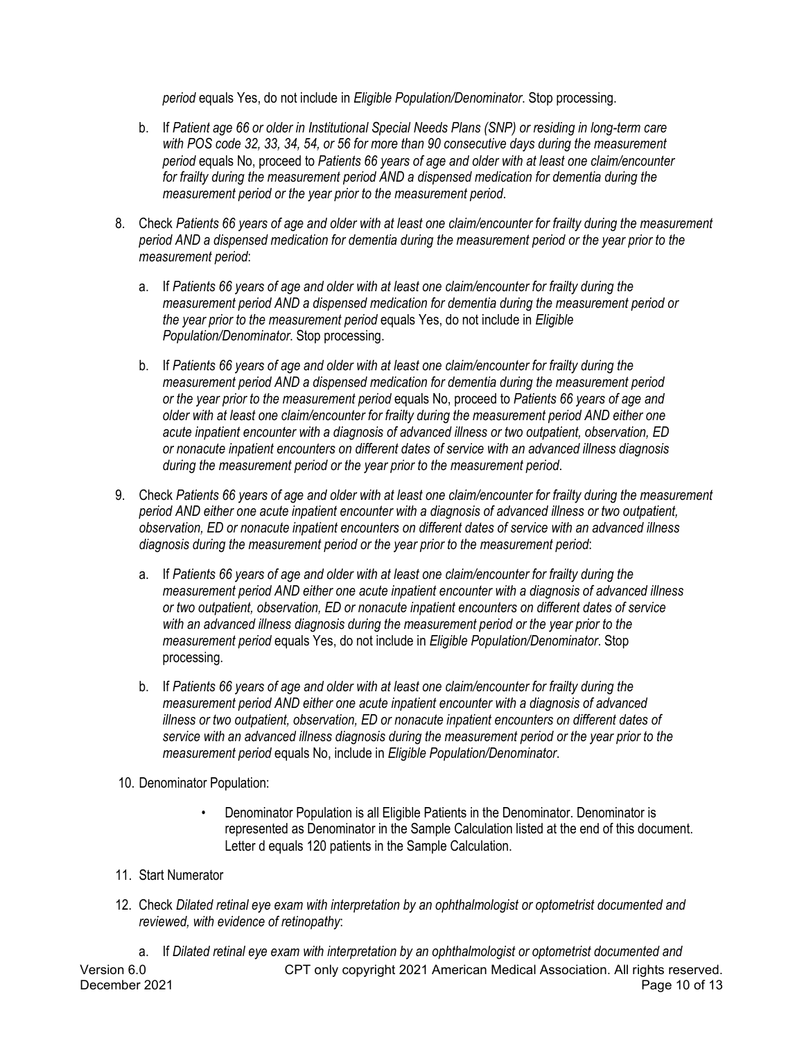*period* equals Yes, do not include in *Eligible Population/Denominator*. Stop processing.

   b. If *Patient age 66 or older in Institutional Special Needs Plans (SNP) or residing in long-term care with POS code 32, 33, 34, 54, or 56 for more than 90 consecutive days during the measurement period* equals No, proceed to *Patients 66 years of age and older with at least one claim/encounter for frailty during the measurement period AND a dispensed medication for dementia during the measurement period or the year prior to the measurement period*.

8. Check *Patients 66 years of age and older with at least one claim/encounter for frailty during the measurement period AND a dispensed medication for dementia during the measurement period or the year prior to the measurement period*:

   a. If *Patients 66 years of age and older with at least one claim/encounter for frailty during the measurement period AND a dispensed medication for dementia during the measurement period or the year prior to the measurement period* equals Yes, do not include in *Eligible Population/Denominator*. Stop processing.

   b. If *Patients 66 years of age and older with at least one claim/encounter for frailty during the measurement period AND a dispensed medication for dementia during the measurement period or the year prior to the measurement period* equals No, proceed to *Patients 66 years of age and older with at least one claim/encounter for frailty during the measurement period AND either one acute inpatient encounter with a diagnosis of advanced illness or two outpatient, observation, ED or nonacute inpatient encounters on different dates of service with an advanced illness diagnosis during the measurement period or the year prior to the measurement period*.

9. Check *Patients 66 years of age and older with at least one claim/encounter for frailty during the measurement period AND either one acute inpatient encounter with a diagnosis of advanced illness or two outpatient, observation, ED or nonacute inpatient encounters on different dates of service with an advanced illness diagnosis during the measurement period or the year prior to the measurement period*:

   a. If *Patients 66 years of age and older with at least one claim/encounter for frailty during the measurement period AND either one acute inpatient encounter with a diagnosis of advanced illness or two outpatient, observation, ED or nonacute inpatient encounters on different dates of service with an advanced illness diagnosis during the measurement period or the year prior to the measurement period* equals Yes, do not include in *Eligible Population/Denominator*. Stop processing.

   b. If *Patients 66 years of age and older with at least one claim/encounter for frailty during the measurement period AND either one acute inpatient encounter with a diagnosis of advanced illness or two outpatient, observation, ED or nonacute inpatient encounters on different dates of service with an advanced illness diagnosis during the measurement period or the year prior to the measurement period* equals No, include in *Eligible Population/Denominator*.

10. Denominator Population:

    - Denominator Population is all Eligible Patients in the Denominator. Denominator is represented as Denominator in the Sample Calculation listed at the end of this document. Letter d equals 120 patients in the Sample Calculation.

11. Start Numerator

12. Check *Dilated retinal eye exam with interpretation by an ophthalmologist or optometrist documented and reviewed, with evidence of retinopathy*:

    a. If *Dilated retinal eye exam with interpretation by an ophthalmologist or optometrist documented and*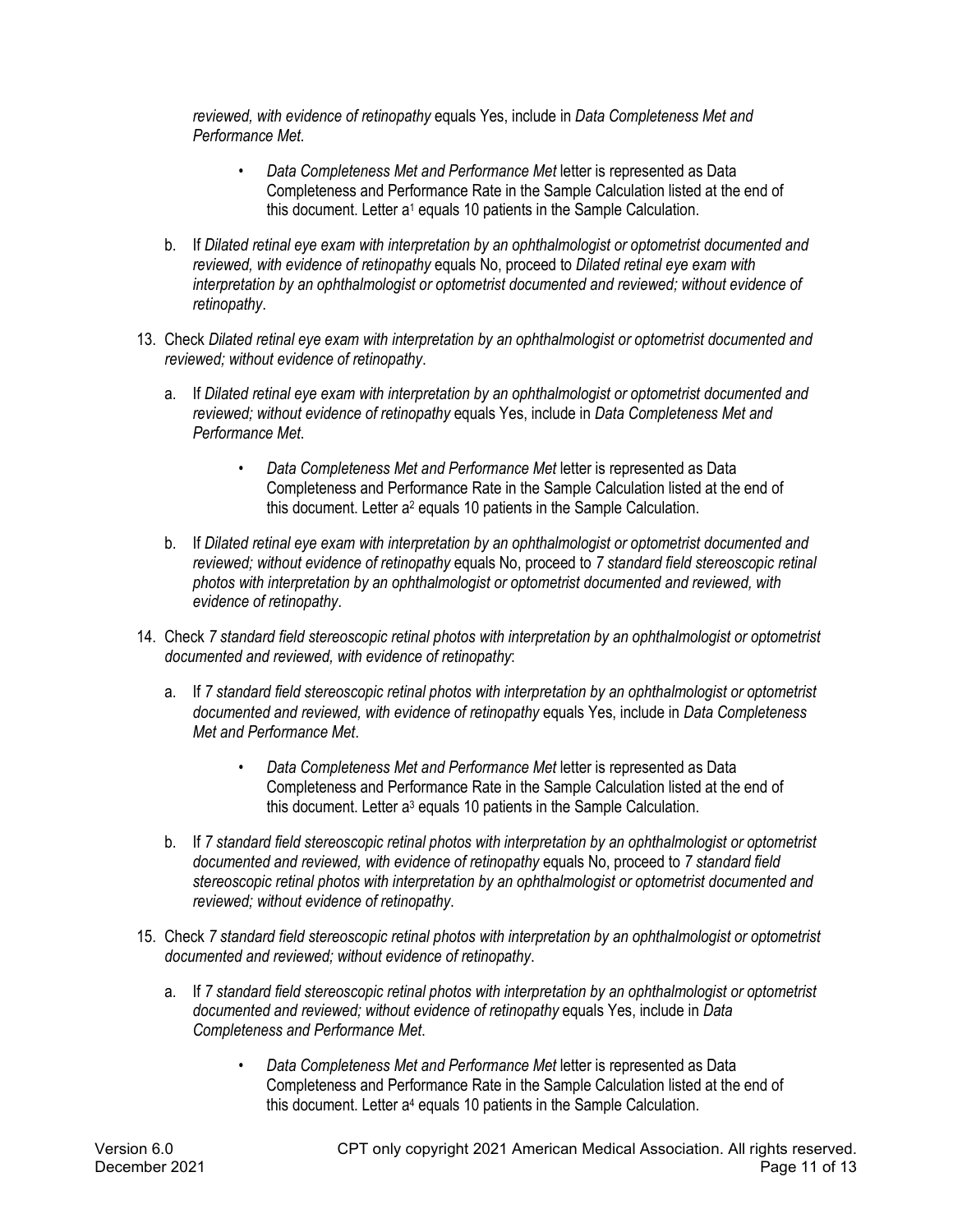*reviewed, with evidence of retinopathy* equals Yes, include in *Data Completeness Met and Performance Met*.

- *Data Completeness Met and Performance Met* letter is represented as Data Completeness and Performance Rate in the Sample Calculation listed at the end of this document. Letter $a^1$ equals 10 patients in the Sample Calculation.

b. If *Dilated retinal eye exam with interpretation by an ophthalmologist or optometrist documented and reviewed, with evidence of retinopathy* equals No, proceed to *Dilated retinal eye exam with interpretation by an ophthalmologist or optometrist documented and reviewed; without evidence of retinopathy*.

13. Check *Dilated retinal eye exam with interpretation by an ophthalmologist or optometrist documented and reviewed; without evidence of retinopathy*.

    a. If *Dilated retinal eye exam with interpretation by an ophthalmologist or optometrist documented and reviewed; without evidence of retinopathy* equals Yes, include in *Data Completeness Met and Performance Met*.

    - *Data Completeness Met and Performance Met* letter is represented as Data Completeness and Performance Rate in the Sample Calculation listed at the end of this document. Letter $a^2$ equals 10 patients in the Sample Calculation.

    b. If *Dilated retinal eye exam with interpretation by an ophthalmologist or optometrist documented and reviewed; without evidence of retinopathy* equals No, proceed to *7 standard field stereoscopic retinal photos with interpretation by an ophthalmologist or optometrist documented and reviewed, with evidence of retinopathy*.

14. Check *7 standard field stereoscopic retinal photos with interpretation by an ophthalmologist or optometrist documented and reviewed, with evidence of retinopathy*:

    a. If *7 standard field stereoscopic retinal photos with interpretation by an ophthalmologist or optometrist documented and reviewed, with evidence of retinopathy* equals Yes, include in *Data Completeness Met and Performance Met*.

    - *Data Completeness Met and Performance Met* letter is represented as Data Completeness and Performance Rate in the Sample Calculation listed at the end of this document. Letter $a^3$ equals 10 patients in the Sample Calculation.

    b. If *7 standard field stereoscopic retinal photos with interpretation by an ophthalmologist or optometrist documented and reviewed, with evidence of retinopathy* equals No, proceed to *7 standard field stereoscopic retinal photos with interpretation by an ophthalmologist or optometrist documented and reviewed; without evidence of retinopathy*.

15. Check *7 standard field stereoscopic retinal photos with interpretation by an ophthalmologist or optometrist documented and reviewed; without evidence of retinopathy*.

    a. If *7 standard field stereoscopic retinal photos with interpretation by an ophthalmologist or optometrist documented and reviewed; without evidence of retinopathy* equals Yes, include in *Data Completeness and Performance Met*.

    - *Data Completeness Met and Performance Met* letter is represented as Data Completeness and Performance Rate in the Sample Calculation listed at the end of this document. Letter $a^4$ equals 10 patients in the Sample Calculation.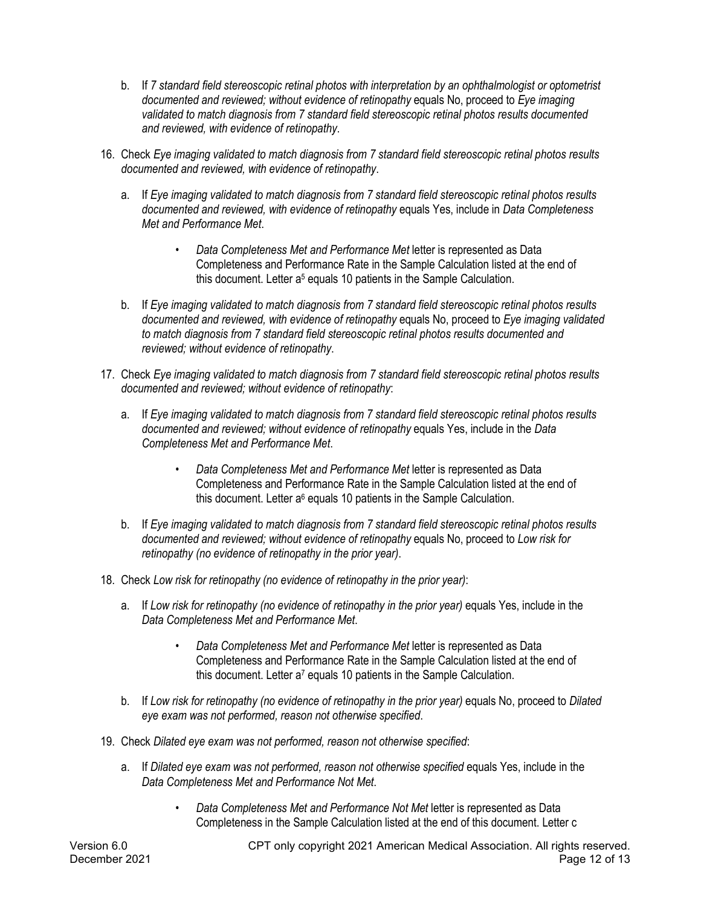b. If *7 standard field stereoscopic retinal photos with interpretation by an ophthalmologist or optometrist documented and reviewed; without evidence of retinopathy* equals No, proceed to *Eye imaging validated to match diagnosis from 7 standard field stereoscopic retinal photos results documented and reviewed, with evidence of retinopathy*.

16. Check *Eye imaging validated to match diagnosis from 7 standard field stereoscopic retinal photos results documented and reviewed, with evidence of retinopathy*.

    a. If *Eye imaging validated to match diagnosis from 7 standard field stereoscopic retinal photos results documented and reviewed, with evidence of retinopathy* equals Yes, include in *Data Completeness Met and Performance Met*.

        - *Data Completeness Met and Performance Met* letter is represented as Data Completeness and Performance Rate in the Sample Calculation listed at the end of this document. Letter $a^5$ equals 10 patients in the Sample Calculation.

    b. If *Eye imaging validated to match diagnosis from 7 standard field stereoscopic retinal photos results documented and reviewed, with evidence of retinopathy* equals No, proceed to *Eye imaging validated to match diagnosis from 7 standard field stereoscopic retinal photos results documented and reviewed; without evidence of retinopathy*.

17. Check *Eye imaging validated to match diagnosis from 7 standard field stereoscopic retinal photos results documented and reviewed; without evidence of retinopathy*:

    a. If *Eye imaging validated to match diagnosis from 7 standard field stereoscopic retinal photos results documented and reviewed; without evidence of retinopathy* equals Yes, include in the *Data Completeness Met and Performance Met*.

        - *Data Completeness Met and Performance Met* letter is represented as Data Completeness and Performance Rate in the Sample Calculation listed at the end of this document. Letter $a^6$ equals 10 patients in the Sample Calculation.

    b. If *Eye imaging validated to match diagnosis from 7 standard field stereoscopic retinal photos results documented and reviewed; without evidence of retinopathy* equals No, proceed to *Low risk for retinopathy (no evidence of retinopathy in the prior year)*.

18. Check *Low risk for retinopathy (no evidence of retinopathy in the prior year)*:

    a. If *Low risk for retinopathy (no evidence of retinopathy in the prior year)* equals Yes, include in the *Data Completeness Met and Performance Met*.

        - *Data Completeness Met and Performance Met* letter is represented as Data Completeness and Performance Rate in the Sample Calculation listed at the end of this document. Letter $a^7$ equals 10 patients in the Sample Calculation.

    b. If *Low risk for retinopathy (no evidence of retinopathy in the prior year)* equals No, proceed to *Dilated eye exam was not performed, reason not otherwise specified*.

19. Check *Dilated eye exam was not performed, reason not otherwise specified*:

    a. If *Dilated eye exam was not performed, reason not otherwise specified* equals Yes, include in the *Data Completeness Met and Performance Not Met*.

        - *Data Completeness Met and Performance Not Met* letter is represented as Data Completeness in the Sample Calculation listed at the end of this document. Letter c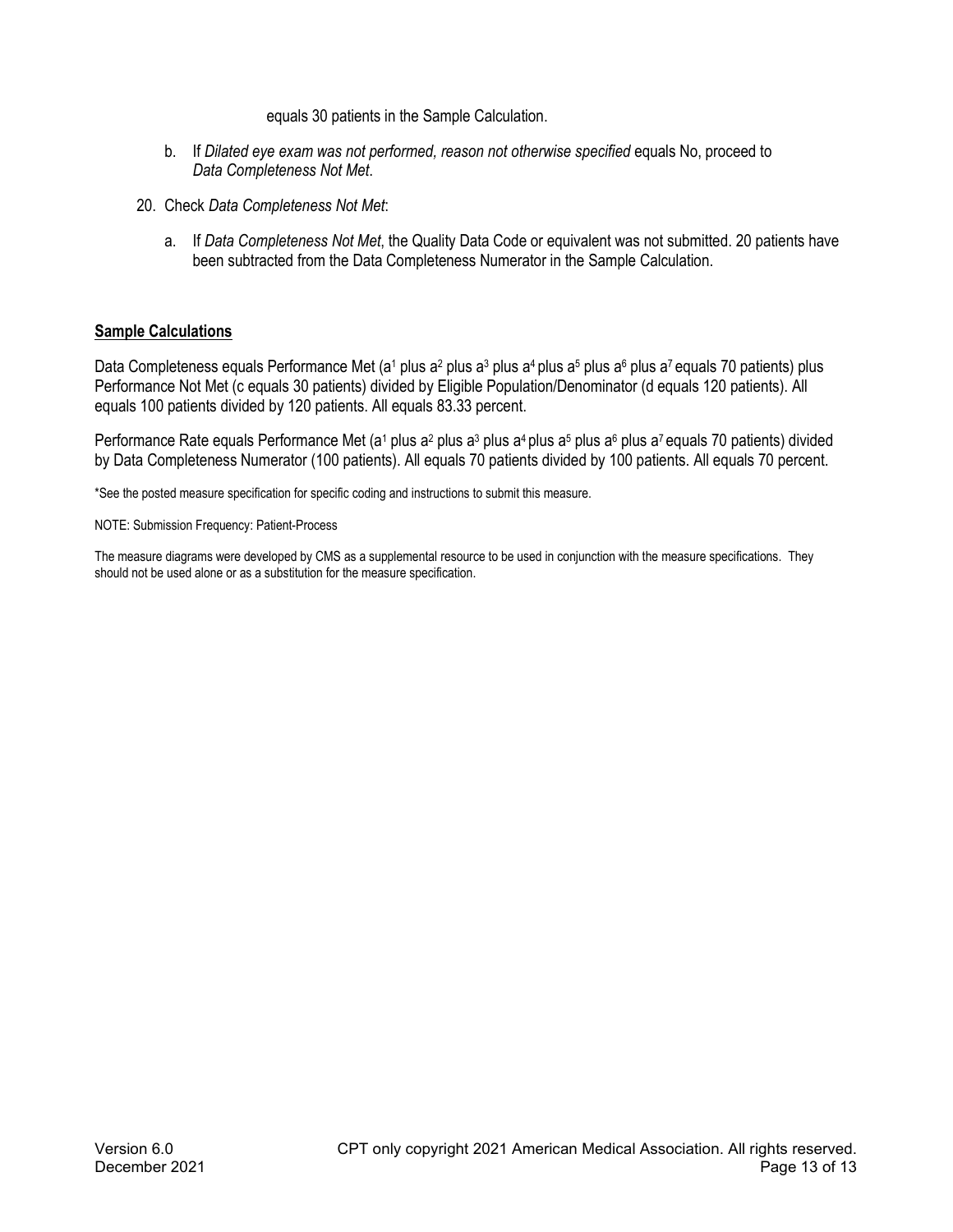equals 30 patients in the Sample Calculation.

b. If *Dilated eye exam was not performed, reason not otherwise specified* equals No, proceed to *Data Completeness Not Met*.

20. Check *Data Completeness Not Met*:

    a. If *Data Completeness Not Met*, the Quality Data Code or equivalent was not submitted. 20 patients have been subtracted from the Data Completeness Numerator in the Sample Calculation.

**Sample Calculations**

Data Completeness equals Performance Met ($a^1$ plus $a^2$ plus $a^3$ plus $a^4$ plus $a^5$ plus $a^6$ plus $a^7$ equals 70 patients) plus Performance Not Met (c equals 30 patients) divided by Eligible Population/Denominator (d equals 120 patients). All equals 100 patients divided by 120 patients. All equals 83.33 percent.

Performance Rate equals Performance Met ($a^1$ plus $a^2$ plus $a^3$ plus $a^4$ plus $a^5$ plus $a^6$ plus $a^7$ equals 70 patients) divided by Data Completeness Numerator (100 patients). All equals 70 patients divided by 100 patients. All equals 70 percent.

*See the posted measure specification for specific coding and instructions to submit this measure.

NOTE: Submission Frequency: Patient-Process

The measure diagrams were developed by CMS as a supplemental resource to be used in conjunction with the measure specifications. They should not be used alone or as a substitution for the measure specification.

Version 6.0
December 2021

CPT only copyright 2021 American Medical Association. All rights reserved.